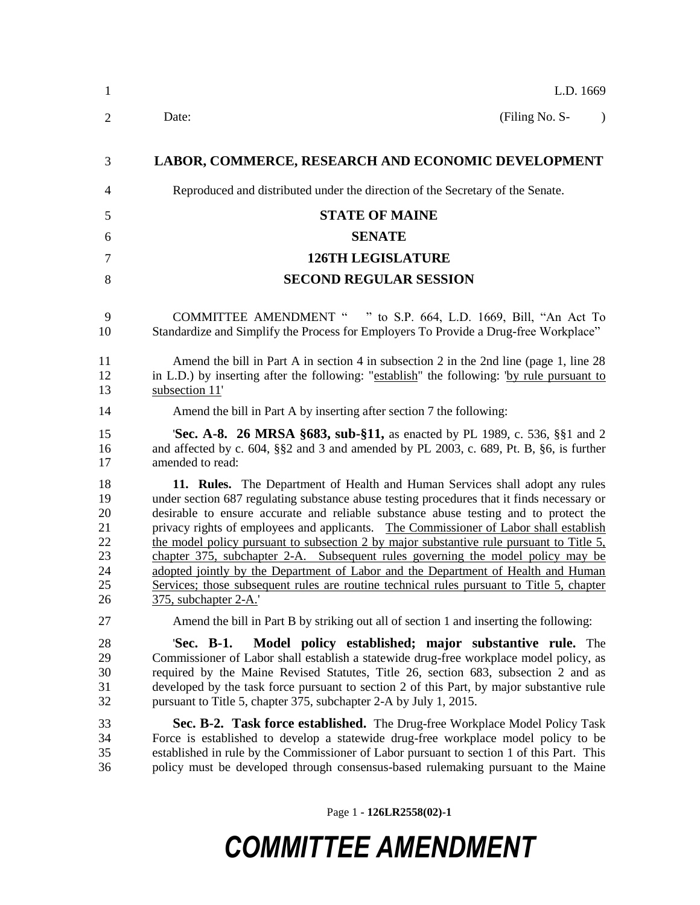L.D. 1669

Date: (Filing No. S- )

**LABOR, COMMERCE, RESEARCH AND ECONOMIC DEVELOPMENT**

Reproduced and distributed under the direction of the Secretary of the Senate.

**STATE OF MAINE**

**SENATE**

**126TH LEGISLATURE**

**SECOND REGULAR SESSION**

COMMITTEE AMENDMENT " " to S.P. 664, L.D. 1669, Bill, "An Act To Standardize and Simplify the Process for Employers To Provide a Drug-free Workplace"

Amend the bill in Part A in section 4 in subsection 2 in the 2nd line (page 1, line 28 in L.D.) by inserting after the following: "establish" the following: 'by rule pursuant to subsection 11'

Amend the bill in Part A by inserting after section 7 the following:

'**Sec. A-8. 26 MRSA §683, sub-§11,** as enacted by PL 1989, c. 536, §§1 and 2 and affected by c. 604, §§2 and 3 and amended by PL 2003, c. 689, Pt. B, §6, is further amended to read:

**11. Rules.** The Department of Health and Human Services shall adopt any rules under section 687 regulating substance abuse testing procedures that it finds necessary or desirable to ensure accurate and reliable substance abuse testing and to protect the privacy rights of employees and applicants. The Commissioner of Labor shall establish the model policy pursuant to subsection 2 by major substantive rule pursuant to Title 5, chapter 375, subchapter 2-A. Subsequent rules governing the model policy may be adopted jointly by the Department of Labor and the Department of Health and Human Services; those subsequent rules are routine technical rules pursuant to Title 5, chapter 375, subchapter 2-A.'

Amend the bill in Part B by striking out all of section 1 and inserting the following:

'**Sec. B-1. Model policy established; major substantive rule.** The Commissioner of Labor shall establish a statewide drug-free workplace model policy, as required by the Maine Revised Statutes, Title 26, section 683, subsection 2 and as developed by the task force pursuant to section 2 of this Part, by major substantive rule pursuant to Title 5, chapter 375, subchapter 2-A by July 1, 2015.

**Sec. B-2. Task force established.** The Drug-free Workplace Model Policy Task Force is established to develop a statewide drug-free workplace model policy to be established in rule by the Commissioner of Labor pursuant to section 1 of this Part. This policy must be developed through consensus-based rulemaking pursuant to the Maine

**COMMITTEE AMENDMENT**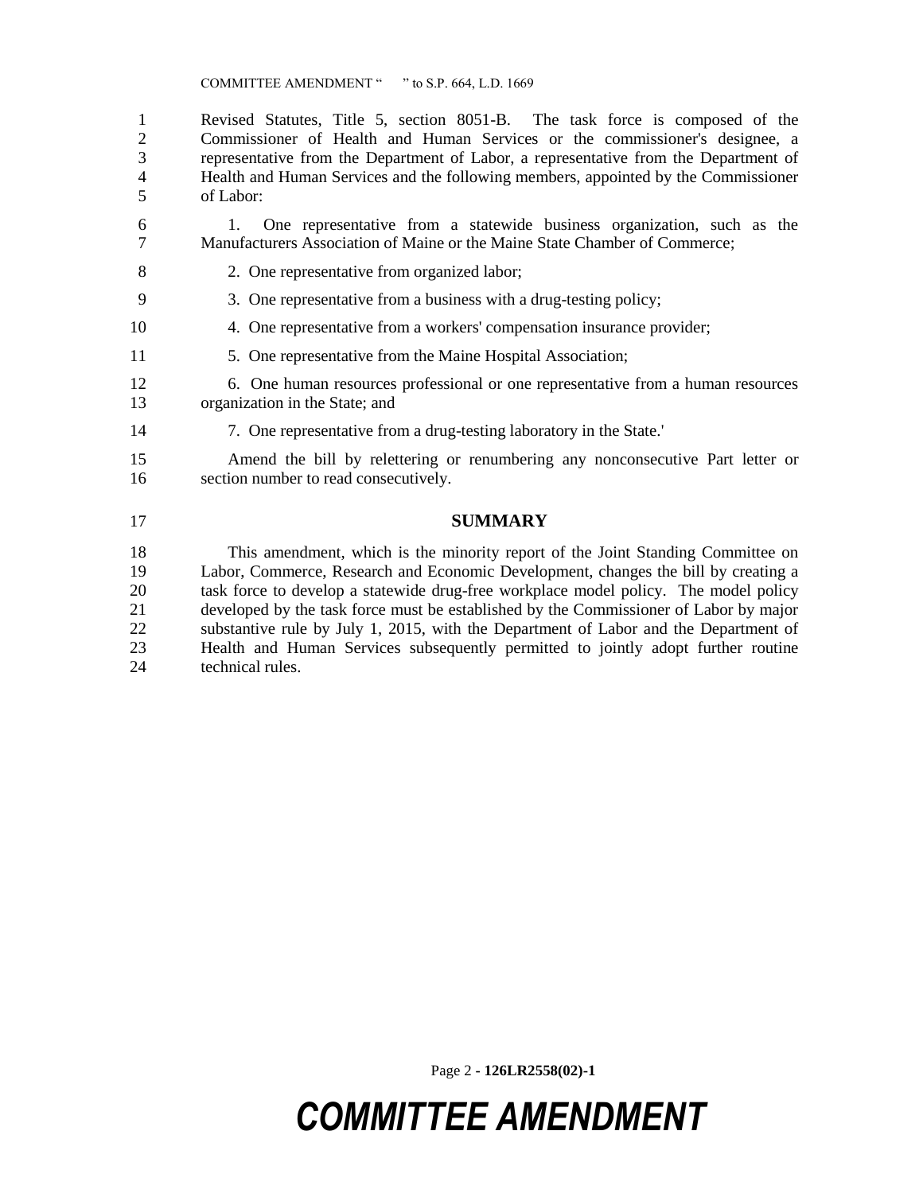Revised Statutes, Title 5, section 8051-B. The task force is composed of the Commissioner of Health and Human Services or the commissioner's designee, a representative from the Department of Labor, a representative from the Department of Health and Human Services and the following members, appointed by the Commissioner of Labor:

1. One representative from a statewide business organization, such as the Manufacturers Association of Maine or the Maine State Chamber of Commerce;

2. One representative from organized labor;

3. One representative from a business with a drug-testing policy;

4. One representative from a workers' compensation insurance provider;

5. One representative from the Maine Hospital Association;

6. One human resources professional or one representative from a human resources organization in the State; and

7. One representative from a drug-testing laboratory in the State.'

Amend the bill by relettering or renumbering any nonconsecutive Part letter or section number to read consecutively.

## SUMMARY

This amendment, which is the minority report of the Joint Standing Committee on Labor, Commerce, Research and Economic Development, changes the bill by creating a task force to develop a statewide drug-free workplace model policy. The model policy developed by the task force must be established by the Commissioner of Labor by major substantive rule by July 1, 2015, with the Department of Labor and the Department of Health and Human Services subsequently permitted to jointly adopt further routine technical rules.